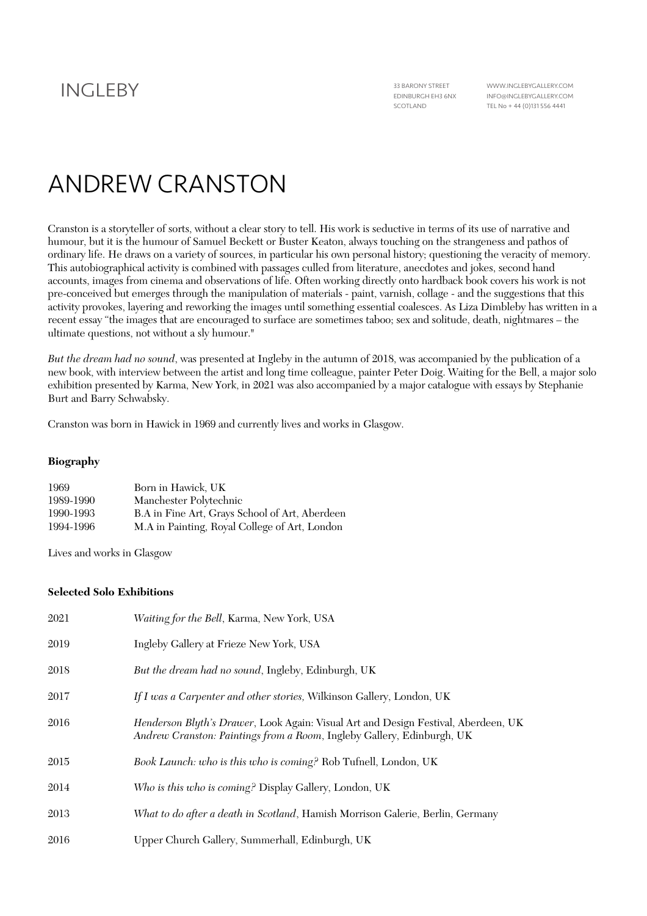INGLEBY

33 BARONY STREET
EDINBURGH EH3 6NX
SCOTLAND

WWW.INGLEBYGALLERY.COM
INFO@INGLEBYGALLERY.COM
TEL No + 44 (0)131 556 4441

# ANDREW CRANSTON

Cranston is a storyteller of sorts, without a clear story to tell. His work is seductive in terms of its use of narrative and humour, but it is the humour of Samuel Beckett or Buster Keaton, always touching on the strangeness and pathos of ordinary life. He draws on a variety of sources, in particular his own personal history; questioning the veracity of memory. This autobiographical activity is combined with passages culled from literature, anecdotes and jokes, second hand accounts, images from cinema and observations of life. Often working directly onto hardback book covers his work is not pre-conceived but emerges through the manipulation of materials - paint, varnish, collage - and the suggestions that this activity provokes, layering and reworking the images until something essential coalesces. As Liza Dimbleby has written in a recent essay "the images that are encouraged to surface are sometimes taboo; sex and solitude, death, nightmares – the ultimate questions, not without a sly humour."

*But the dream had no sound*, was presented at Ingleby in the autumn of 2018, was accompanied by the publication of a new book, with interview between the artist and long time colleague, painter Peter Doig. Waiting for the Bell, a major solo exhibition presented by Karma, New York, in 2021 was also accompanied by a major catalogue with essays by Stephanie Burt and Barry Schwabsky.

Cranston was born in Hawick in 1969 and currently lives and works in Glasgow.

**Biography**

| | |
|---|---|
| 1969 | Born in Hawick, UK |
| 1989-1990 | Manchester Polytechnic |
| 1990-1993 | B.A in Fine Art, Grays School of Art, Aberdeen |
| 1994-1996 | M.A in Painting, Royal College of Art, London |

Lives and works in Glasgow

**Selected Solo Exhibitions**

| | |
|---|---|
| 2021 | *Waiting for the Bell*, Karma, New York, USA |
| 2019 | Ingleby Gallery at Frieze New York, USA |
| 2018 | *But the dream had no sound*, Ingleby, Edinburgh, UK |
| 2017 | *If I was a Carpenter and other stories,* Wilkinson Gallery, London, UK |
| 2016 | *Henderson Blyth's Drawer*, Look Again: Visual Art and Design Festival, Aberdeen, UK<br>*Andrew Cranston: Paintings from a Room*, Ingleby Gallery, Edinburgh, UK |
| 2015 | *Book Launch: who is this who is coming?* Rob Tufnell, London, UK |
| 2014 | *Who is this who is coming?* Display Gallery, London, UK |
| 2013 | *What to do after a death in Scotland*, Hamish Morrison Galerie, Berlin, Germany |
| 2016 | Upper Church Gallery, Summerhall, Edinburgh, UK |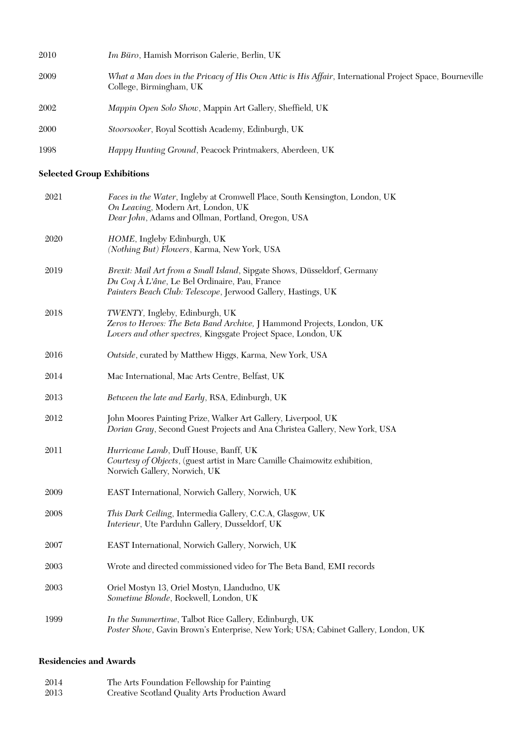| | |
|---|---|
| 2010 | *Im Büro*, Hamish Morrison Galerie, Berlin, UK |
| 2009 | *What a Man does in the Privacy of His Own Attic is His Affair*, International Project Space, Bourneville College, Birmingham, UK |
| 2002 | *Mappin Open Solo Show*, Mappin Art Gallery, Sheffield, UK |
| 2000 | *Stoorsooker*, Royal Scottish Academy, Edinburgh, UK |
| 1998 | *Happy Hunting Ground*, Peacock Printmakers, Aberdeen, UK |

**Selected Group Exhibitions**

| | |
|---|---|
| 2021 | *Faces in the Water*, Ingleby at Cromwell Place, South Kensington, London, UK<br>*On Leaving*, Modern Art, London, UK<br>*Dear John*, Adams and Ollman, Portland, Oregon, USA |
| 2020 | *HOME*, Ingleby Edinburgh, UK<br>*(Nothing But) Flowers*, Karma, New York, USA |
| 2019 | *Brexit: Mail Art from a Small Island*, Sipgate Shows, Düsseldorf, Germany<br>*Du Coq À L'âne*, Le Bel Ordinaire, Pau, France<br>*Painters Beach Club: Telescope*, Jerwood Gallery, Hastings, UK |
| 2018 | *TWENTY*, Ingleby, Edinburgh, UK<br>*Zeros to Heroes: The Beta Band Archive,* J Hammond Projects, London, UK<br>*Lovers and other spectres,* Kingsgate Project Space, London, UK |
| 2016 | *Outside*, curated by Matthew Higgs, Karma, New York, USA |
| 2014 | Mac International, Mac Arts Centre, Belfast, UK |
| 2013 | *Between the late and Early*, RSA, Edinburgh, UK |
| 2012 | John Moores Painting Prize, Walker Art Gallery, Liverpool, UK<br>*Dorian Gray*, Second Guest Projects and Ana Christea Gallery, New York, USA |
| 2011 | *Hurricane Lamb*, Duff House, Banff, UK<br>*Courtesy of Objects*, (guest artist in Marc Camille Chaimowitz exhibition, Norwich Gallery, Norwich, UK |
| 2009 | EAST International, Norwich Gallery, Norwich, UK |
| 2008 | *This Dark Ceiling*, Intermedia Gallery, C.C.A, Glasgow, UK<br>*Interieur*, Ute Parduhn Gallery, Dusseldorf, UK |
| 2007 | EAST International, Norwich Gallery, Norwich, UK |
| 2003 | Wrote and directed commissioned video for The Beta Band, EMI records |
| 2003 | Oriel Mostyn 13, Oriel Mostyn, Llandudno, UK<br>*Sometime Blonde*, Rockwell, London, UK |
| 1999 | *In the Summertime*, Talbot Rice Gallery, Edinburgh, UK<br>*Poster Show*, Gavin Brown's Enterprise, New York; USA; Cabinet Gallery, London, UK |

**Residencies and Awards**

| | |
|---|---|
| 2014 | The Arts Foundation Fellowship for Painting |
| 2013 | Creative Scotland Quality Arts Production Award |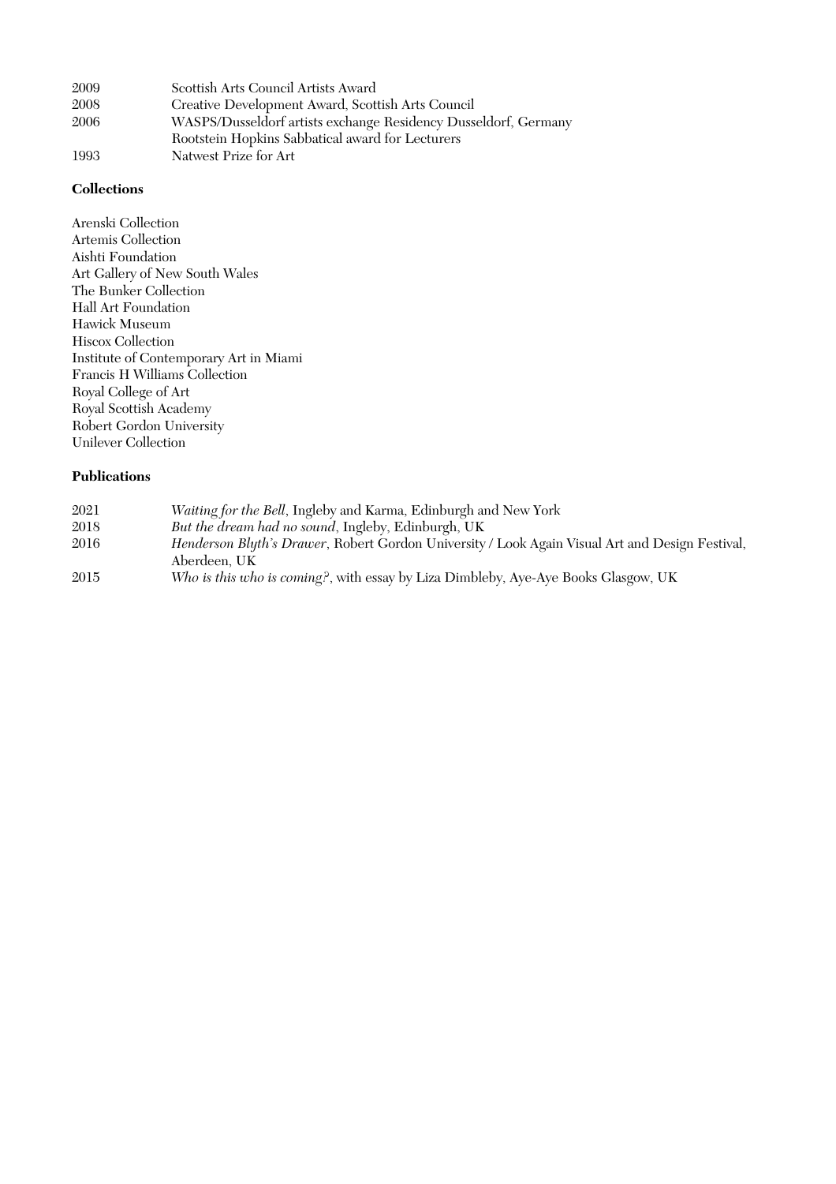| | |
|---|---|
| 2009 | Scottish Arts Council Artists Award |
| 2008 | Creative Development Award, Scottish Arts Council |
| 2006 | WASPS/Dusseldorf artists exchange Residency Dusseldorf, Germany |
| | Rootstein Hopkins Sabbatical award for Lecturers |
| 1993 | Natwest Prize for Art |

**Collections**

Arenski Collection
Artemis Collection
Aishti Foundation
Art Gallery of New South Wales
The Bunker Collection
Hall Art Foundation
Hawick Museum
Hiscox Collection
Institute of Contemporary Art in Miami
Francis H Williams Collection
Royal College of Art
Royal Scottish Academy
Robert Gordon University
Unilever Collection

**Publications**

| | |
|---|---|
| 2021 | *Waiting for the Bell*, Ingleby and Karma, Edinburgh and New York |
| 2018 | *But the dream had no sound*, Ingleby, Edinburgh, UK |
| 2016 | *Henderson Blyth's Drawer*, Robert Gordon University / Look Again Visual Art and Design Festival, Aberdeen, UK |
| 2015 | *Who is this who is coming?*, with essay by Liza Dimbleby, Aye-Aye Books Glasgow, UK |